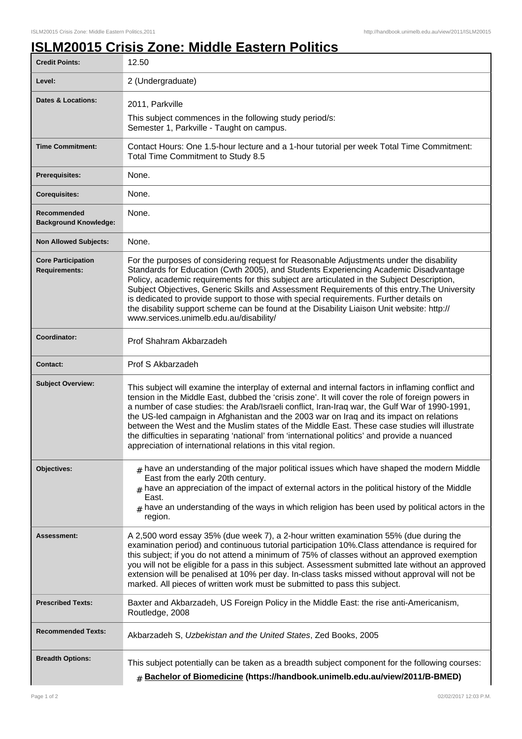# ISLM20015 Crisis Zone: Middle Eastern Politics

| | |
|---|---|
| **Credit Points:** | 12.50 |
| **Level:** | 2 (Undergraduate) |
| **Dates & Locations:** | 2011, Parkville<br>This subject commences in the following study period/s:<br>Semester 1, Parkville - Taught on campus. |
| **Time Commitment:** | Contact Hours: One 1.5-hour lecture and a 1-hour tutorial per week Total Time Commitment: Total Time Commitment to Study 8.5 |
| **Prerequisites:** | None. |
| **Corequisites:** | None. |
| **Recommended Background Knowledge:** | None. |
| **Non Allowed Subjects:** | None. |
| **Core Participation Requirements:** | For the purposes of considering request for Reasonable Adjustments under the disability Standards for Education (Cwth 2005), and Students Experiencing Academic Disadvantage Policy, academic requirements for this subject are articulated in the Subject Description, Subject Objectives, Generic Skills and Assessment Requirements of this entry.The University is dedicated to provide support to those with special requirements. Further details on the disability support scheme can be found at the Disability Liaison Unit website: http://www.services.unimelb.edu.au/disability/ |
| **Coordinator:** | Prof Shahram Akbarzadeh |
| **Contact:** | Prof S Akbarzadeh |
| **Subject Overview:** | This subject will examine the interplay of external and internal factors in inflaming conflict and tension in the Middle East, dubbed the 'crisis zone'. It will cover the role of foreign powers in a number of case studies: the Arab/Israeli conflict, Iran-Iraq war, the Gulf War of 1990-1991, the US-led campaign in Afghanistan and the 2003 war on Iraq and its impact on relations between the West and the Muslim states of the Middle East. These case studies will illustrate the difficulties in separating 'national' from 'international politics' and provide a nuanced appreciation of international relations in this vital region. |
| **Objectives:** | # have an understanding of the major political issues which have shaped the modern Middle East from the early 20th century.<br># have an appreciation of the impact of external actors in the political history of the Middle East.<br># have an understanding of the ways in which religion has been used by political actors in the region. |
| **Assessment:** | A 2,500 word essay 35% (due week 7), a 2-hour written examination 55% (due during the examination period) and continuous tutorial participation 10%.Class attendance is required for this subject; if you do not attend a minimum of 75% of classes without an approved exemption you will not be eligible for a pass in this subject. Assessment submitted late without an approved extension will be penalised at 10% per day. In-class tasks missed without approval will not be marked. All pieces of written work must be submitted to pass this subject. |
| **Prescribed Texts:** | Baxter and Akbarzadeh, US Foreign Policy in the Middle East: the rise anti-Americanism, Routledge, 2008 |
| **Recommended Texts:** | Akbarzadeh S, *Uzbekistan and the United States*, Zed Books, 2005 |
| **Breadth Options:** | This subject potentially can be taken as a breadth subject component for the following courses:<br># **Bachelor of Biomedicine (https://handbook.unimelb.edu.au/view/2011/B-BMED)** |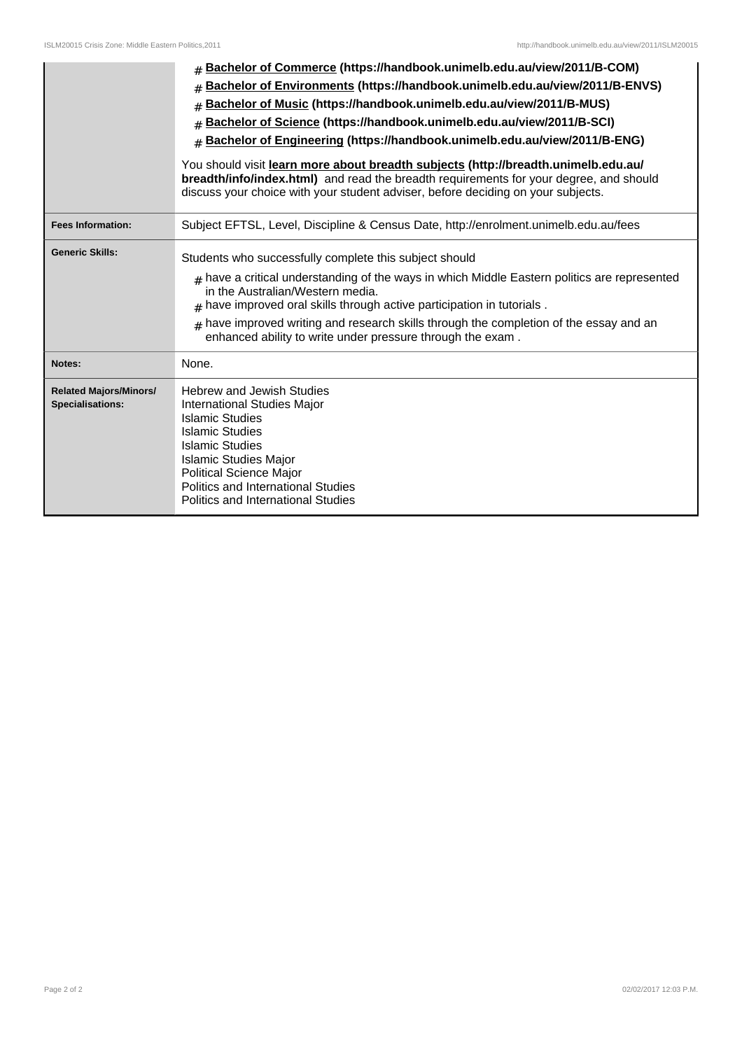| | |
|---|---|
| | # **Bachelor of Commerce (https://handbook.unimelb.edu.au/view/2011/B-COM)**<br># **Bachelor of Environments (https://handbook.unimelb.edu.au/view/2011/B-ENVS)**<br># **Bachelor of Music (https://handbook.unimelb.edu.au/view/2011/B-MUS)**<br># **Bachelor of Science (https://handbook.unimelb.edu.au/view/2011/B-SCI)**<br># **Bachelor of Engineering (https://handbook.unimelb.edu.au/view/2011/B-ENG)**<br><br>You should visit **learn more about breadth subjects (http://breadth.unimelb.edu.au/breadth/info/index.html)** and read the breadth requirements for your degree, and should discuss your choice with your student adviser, before deciding on your subjects. |
| **Fees Information:** | Subject EFTSL, Level, Discipline & Census Date, http://enrolment.unimelb.edu.au/fees |
| **Generic Skills:** | Students who successfully complete this subject should<br># have a critical understanding of the ways in which Middle Eastern politics are represented in the Australian/Western media.<br># have improved oral skills through active participation in tutorials .<br># have improved writing and research skills through the completion of the essay and an enhanced ability to write under pressure through the exam . |
| **Notes:** | None. |
| **Related Majors/Minors/ Specialisations:** | Hebrew and Jewish Studies<br>International Studies Major<br>Islamic Studies<br>Islamic Studies<br>Islamic Studies<br>Islamic Studies Major<br>Political Science Major<br>Politics and International Studies<br>Politics and International Studies |